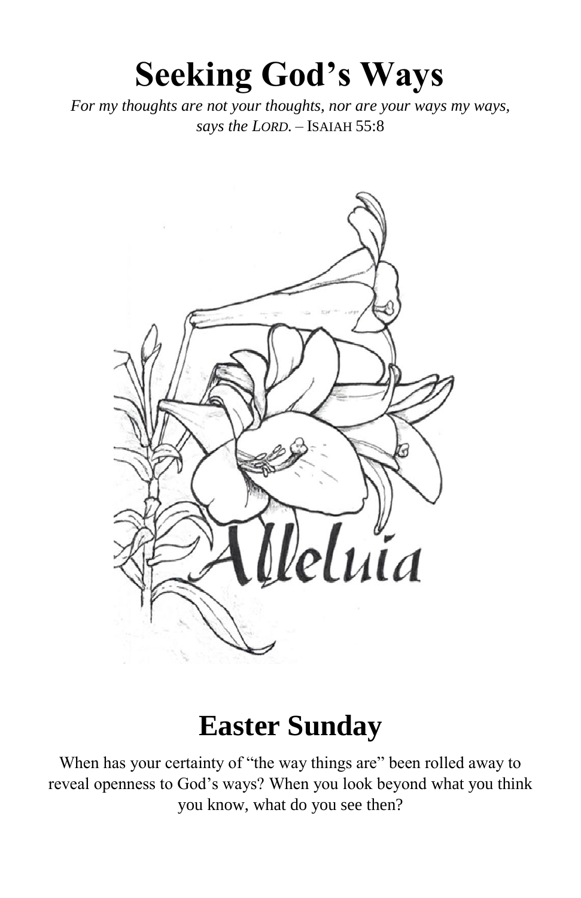# Seeking God's Ways

*For my thoughts are not your thoughts, nor are your ways my ways, says the LORD.* – ISAIAH 55:8

## Easter Sunday

When has your certainty of "the way things are" been rolled away to reveal openness to God's ways? When you look beyond what you think you know, what do you see then?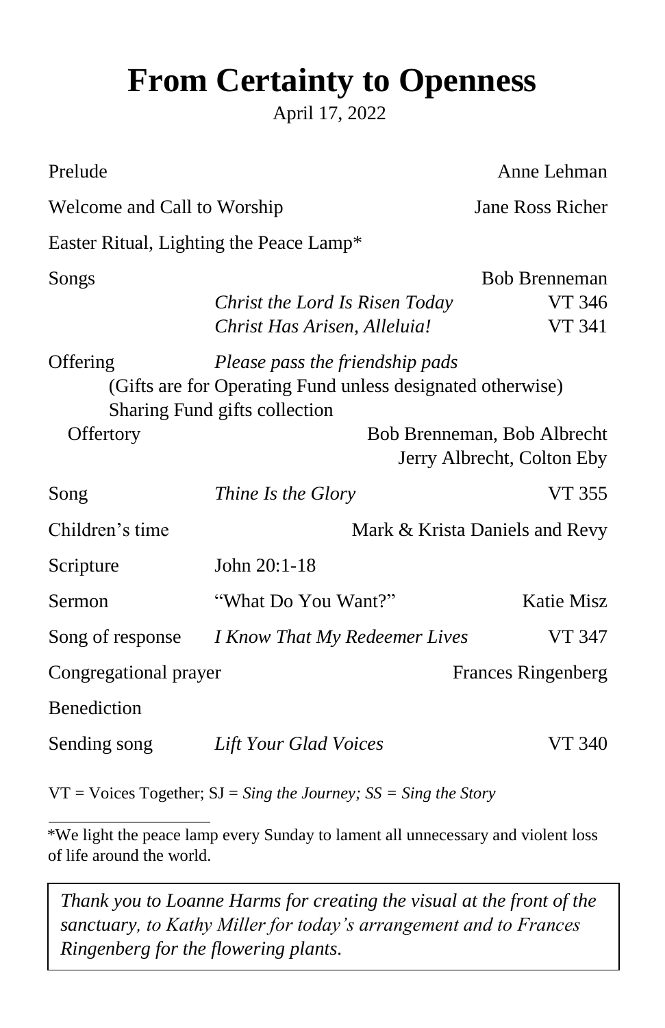# From Certainty to Openness

April 17, 2022

| | | |
|---|---|---|
| Prelude | | Anne Lehman |
| Welcome and Call to Worship | | Jane Ross Richer |
| Easter Ritual, Lighting the Peace Lamp* | | |
| Songs | | Bob Brenneman |
| | *Christ the Lord Is Risen Today* | VT 346 |
| | *Christ Has Arisen, Alleluia!* | VT 341 |
| Offering | *Please pass the friendship pads* | |
| | (Gifts are for Operating Fund unless designated otherwise) | |
| | Sharing Fund gifts collection | |
| Offertory | | Bob Brenneman, Bob Albrecht Jerry Albrecht, Colton Eby |
| Song | *Thine Is the Glory* | VT 355 |
| Children's time | | Mark & Krista Daniels and Revy |
| Scripture | John 20:1-18 | |
| Sermon | "What Do You Want?" | Katie Misz |
| Song of response | *I Know That My Redeemer Lives* | VT 347 |
| Congregational prayer | | Frances Ringenberg |
| Benediction | | |
| Sending song | *Lift Your Glad Voices* | VT 340 |

VT = Voices Together; SJ = *Sing the Journey; SS = Sing the Story*

---

*We light the peace lamp every Sunday to lament all unnecessary and violent loss of life around the world.

*Thank you to Loanne Harms for creating the visual at the front of the sanctuary, to Kathy Miller for today's arrangement and to Frances Ringenberg for the flowering plants.*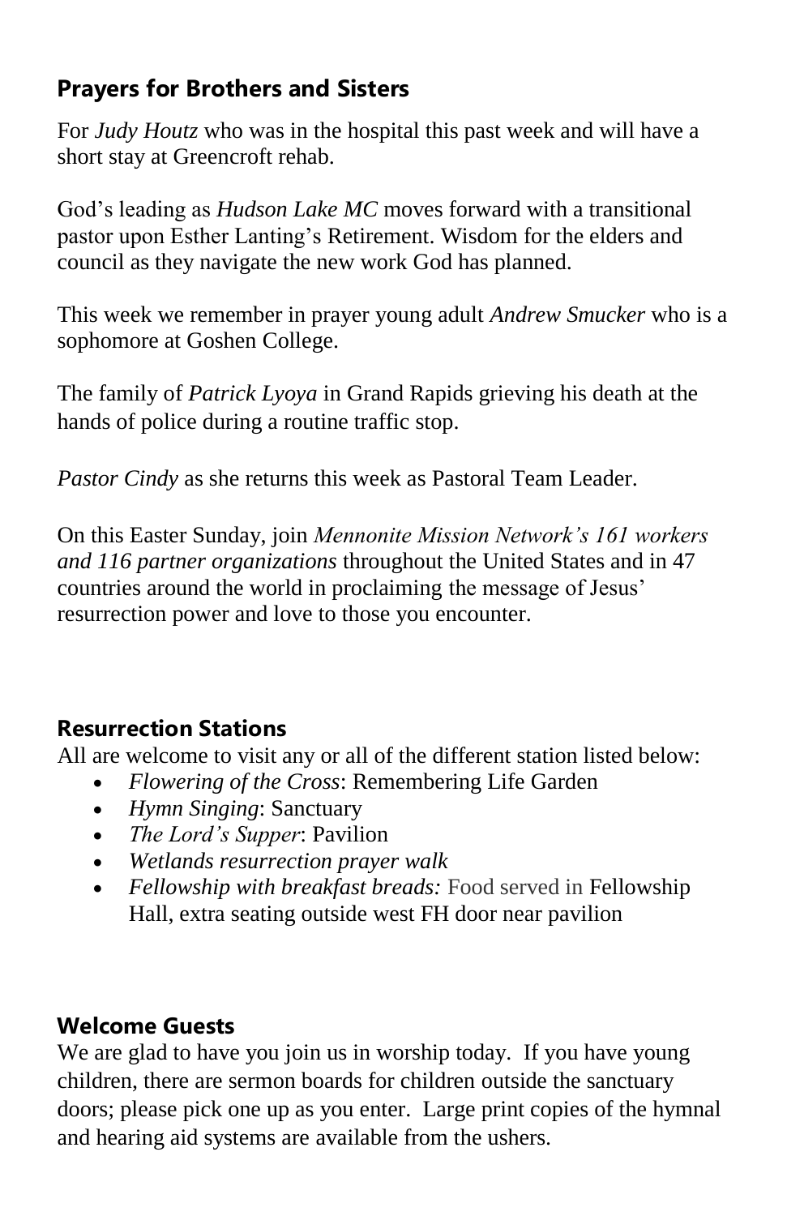## Prayers for Brothers and Sisters

For *Judy Houtz* who was in the hospital this past week and will have a short stay at Greencroft rehab.

God's leading as *Hudson Lake MC* moves forward with a transitional pastor upon Esther Lanting's Retirement. Wisdom for the elders and council as they navigate the new work God has planned.

This week we remember in prayer young adult *Andrew Smucker* who is a sophomore at Goshen College.

The family of *Patrick Lyoya* in Grand Rapids grieving his death at the hands of police during a routine traffic stop.

*Pastor Cindy* as she returns this week as Pastoral Team Leader.

On this Easter Sunday, join *Mennonite Mission Network's 161 workers and 116 partner organizations* throughout the United States and in 47 countries around the world in proclaiming the message of Jesus' resurrection power and love to those you encounter.

## Resurrection Stations

All are welcome to visit any or all of the different station listed below:

- *Flowering of the Cross*: Remembering Life Garden
- *Hymn Singing*: Sanctuary
- *The Lord's Supper*: Pavilion
- *Wetlands resurrection prayer walk*
- *Fellowship with breakfast breads:* Food served in Fellowship Hall, extra seating outside west FH door near pavilion

## Welcome Guests

We are glad to have you join us in worship today. If you have young children, there are sermon boards for children outside the sanctuary doors; please pick one up as you enter. Large print copies of the hymnal and hearing aid systems are available from the ushers.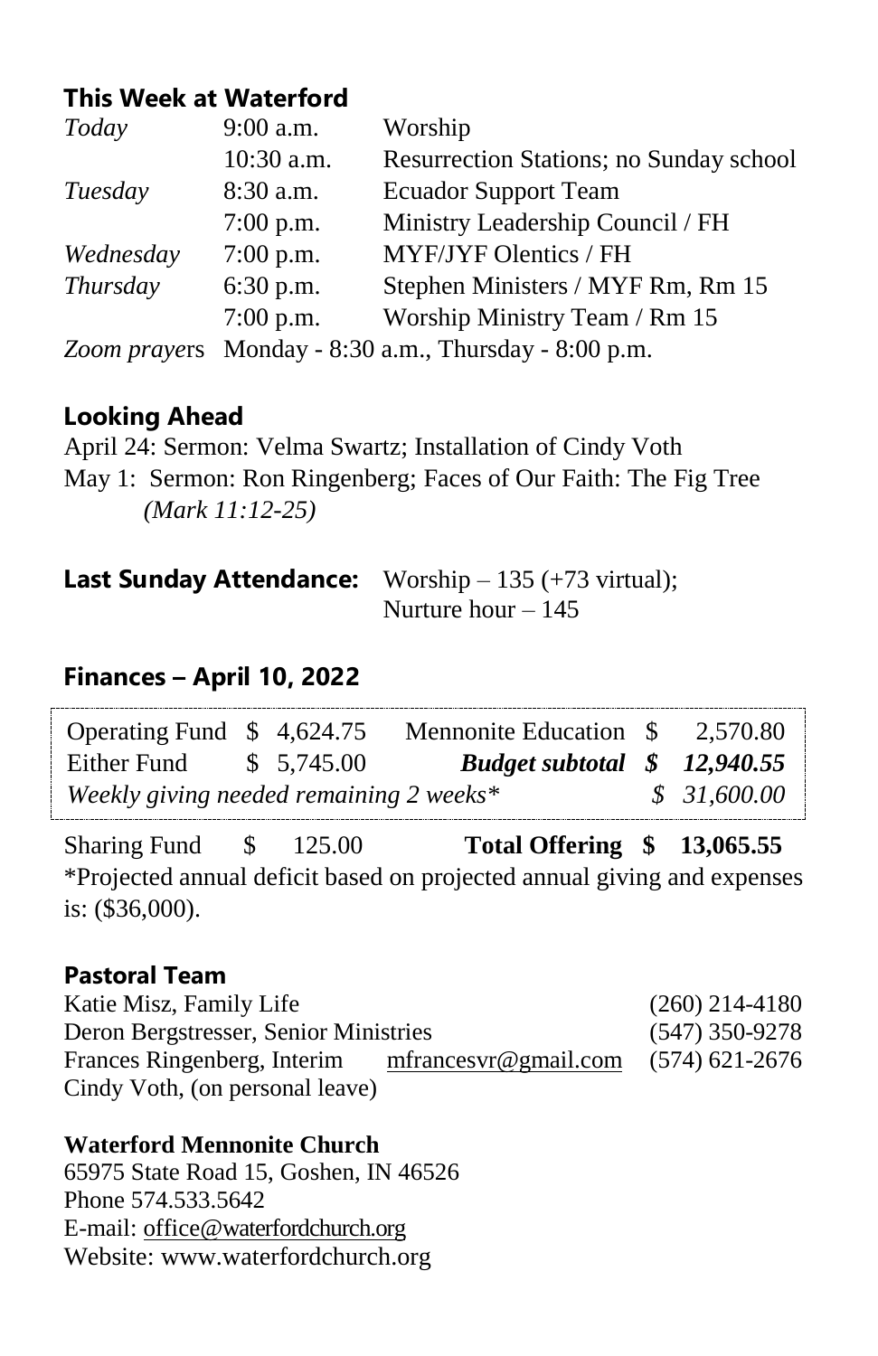## This Week at Waterford

| | | |
|---|---|---|
| *Today* | 9:00 a.m. | Worship |
| | 10:30 a.m. | Resurrection Stations; no Sunday school |
| *Tuesday* | 8:30 a.m. | Ecuador Support Team |
| | 7:00 p.m. | Ministry Leadership Council / FH |
| *Wednesday* | 7:00 p.m. | MYF/JYF Olentics / FH |
| *Thursday* | 6:30 p.m. | Stephen Ministers / MYF Rm, Rm 15 |
| | 7:00 p.m. | Worship Ministry Team / Rm 15 |

*Zoom prayer*s Monday - 8:30 a.m., Thursday - 8:00 p.m.

## Looking Ahead

April 24: Sermon: Velma Swartz; Installation of Cindy Voth

May 1: Sermon: Ron Ringenberg; Faces of Our Faith: The Fig Tree *(Mark 11:12-25)*

**Last Sunday Attendance:** Worship – 135 (+73 virtual); Nurture hour – 145

## Finances – April 10, 2022

| | | | |
|---|---|---|---|
| Operating Fund | $ 4,624.75 | Mennonite Education | $ 2,570.80 |
| Either Fund | $ 5,745.00 | ***Budget subtotal*** | ***$ 12,940.55*** |
| *Weekly giving needed remaining 2 weeks** | | | *$ 31,600.00* |

Sharing Fund $ 125.00 **Total Offering $ 13,065.55**

*Projected annual deficit based on projected annual giving and expenses is: ($36,000).

## Pastoral Team

Katie Misz, Family Life (260) 214-4180

Deron Bergstresser, Senior Ministries (547) 350-9278

Frances Ringenberg, Interim mfrancesvr@gmail.com (574) 621-2676

Cindy Voth, (on personal leave)

**Waterford Mennonite Church**

65975 State Road 15, Goshen, IN 46526

Phone 574.533.5642

E-mail: office@waterfordchurch.org

Website: www.waterfordchurch.org